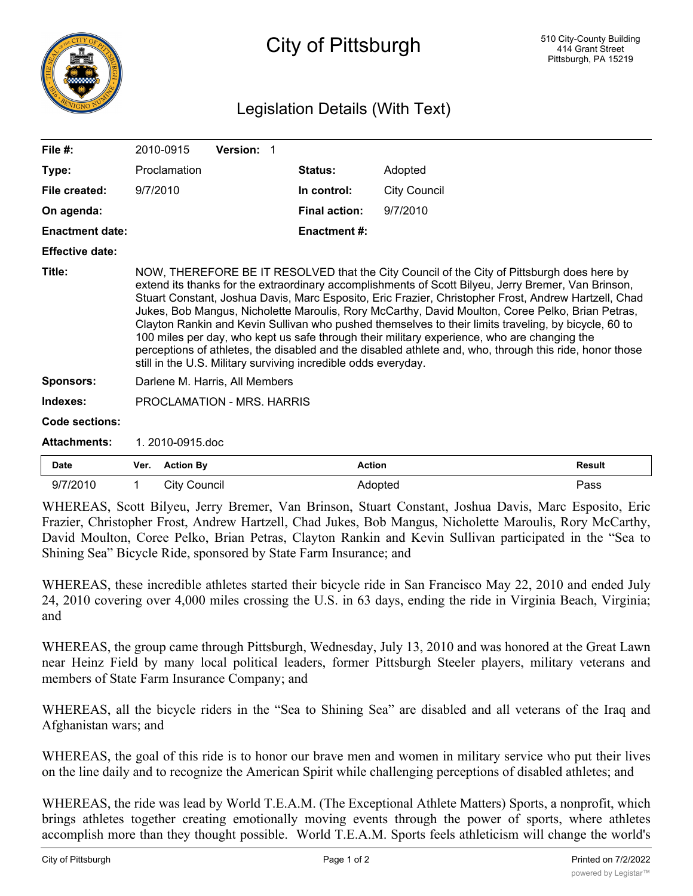# City of Pittsburgh

510 City-County Building
414 Grant Street
Pittsburgh, PA 15219

## Legislation Details (With Text)

| | | | |
|---|---|---|---|
| **File #:** | 2010-0915 **Version:** 1 | | |
| **Type:** | Proclamation | **Status:** | Adopted |
| **File created:** | 9/7/2010 | **In control:** | City Council |
| **On agenda:** | | **Final action:** | 9/7/2010 |
| **Enactment date:** | | **Enactment #:** | |
| **Effective date:** | | | |

**Title:** NOW, THEREFORE BE IT RESOLVED that the City Council of the City of Pittsburgh does here by extend its thanks for the extraordinary accomplishments of Scott Bilyeu, Jerry Bremer, Van Brinson, Stuart Constant, Joshua Davis, Marc Esposito, Eric Frazier, Christopher Frost, Andrew Hartzell, Chad Jukes, Bob Mangus, Nicholette Maroulis, Rory McCarthy, David Moulton, Coree Pelko, Brian Petras, Clayton Rankin and Kevin Sullivan who pushed themselves to their limits traveling, by bicycle, 60 to 100 miles per day, who kept us safe through their military experience, who are changing the perceptions of athletes, the disabled and the disabled athlete and, who, through this ride, honor those still in the U.S. Military surviving incredible odds everyday.

**Sponsors:** Darlene M. Harris, All Members

**Indexes:** PROCLAMATION - MRS. HARRIS

**Code sections:**

**Attachments:** 1. 2010-0915.doc

| Date | Ver. | Action By | Action | Result |
|---|---|---|---|---|
| 9/7/2010 | 1 | City Council | Adopted | Pass |

WHEREAS, Scott Bilyeu, Jerry Bremer, Van Brinson, Stuart Constant, Joshua Davis, Marc Esposito, Eric Frazier, Christopher Frost, Andrew Hartzell, Chad Jukes, Bob Mangus, Nicholette Maroulis, Rory McCarthy, David Moulton, Coree Pelko, Brian Petras, Clayton Rankin and Kevin Sullivan participated in the "Sea to Shining Sea" Bicycle Ride, sponsored by State Farm Insurance; and

WHEREAS, these incredible athletes started their bicycle ride in San Francisco May 22, 2010 and ended July 24, 2010 covering over 4,000 miles crossing the U.S. in 63 days, ending the ride in Virginia Beach, Virginia; and

WHEREAS, the group came through Pittsburgh, Wednesday, July 13, 2010 and was honored at the Great Lawn near Heinz Field by many local political leaders, former Pittsburgh Steeler players, military veterans and members of State Farm Insurance Company; and

WHEREAS, all the bicycle riders in the "Sea to Shining Sea" are disabled and all veterans of the Iraq and Afghanistan wars; and

WHEREAS, the goal of this ride is to honor our brave men and women in military service who put their lives on the line daily and to recognize the American Spirit while challenging perceptions of disabled athletes; and

WHEREAS, the ride was lead by World T.E.A.M. (The Exceptional Athlete Matters) Sports, a nonprofit, which brings athletes together creating emotionally moving events through the power of sports, where athletes accomplish more than they thought possible. World T.E.A.M. Sports feels athleticism will change the world's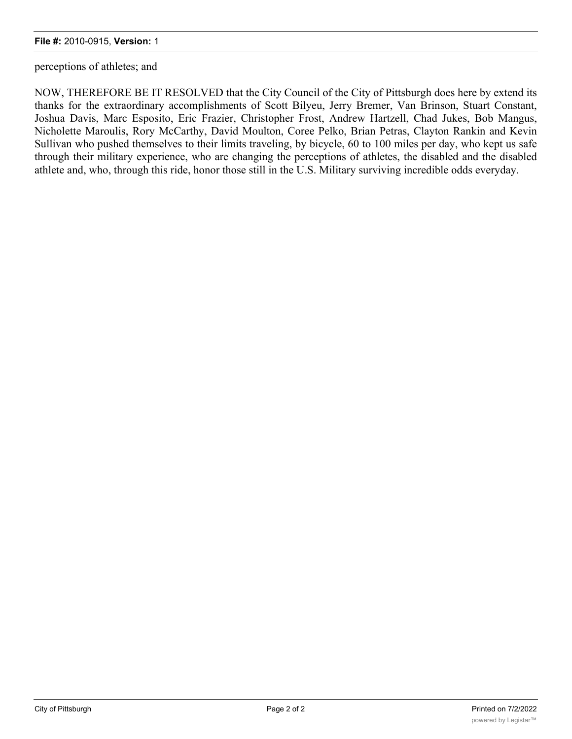perceptions of athletes; and

NOW, THEREFORE BE IT RESOLVED that the City Council of the City of Pittsburgh does here by extend its thanks for the extraordinary accomplishments of Scott Bilyeu, Jerry Bremer, Van Brinson, Stuart Constant, Joshua Davis, Marc Esposito, Eric Frazier, Christopher Frost, Andrew Hartzell, Chad Jukes, Bob Mangus, Nicholette Maroulis, Rory McCarthy, David Moulton, Coree Pelko, Brian Petras, Clayton Rankin and Kevin Sullivan who pushed themselves to their limits traveling, by bicycle, 60 to 100 miles per day, who kept us safe through their military experience, who are changing the perceptions of athletes, the disabled and the disabled athlete and, who, through this ride, honor those still in the U.S. Military surviving incredible odds everyday.